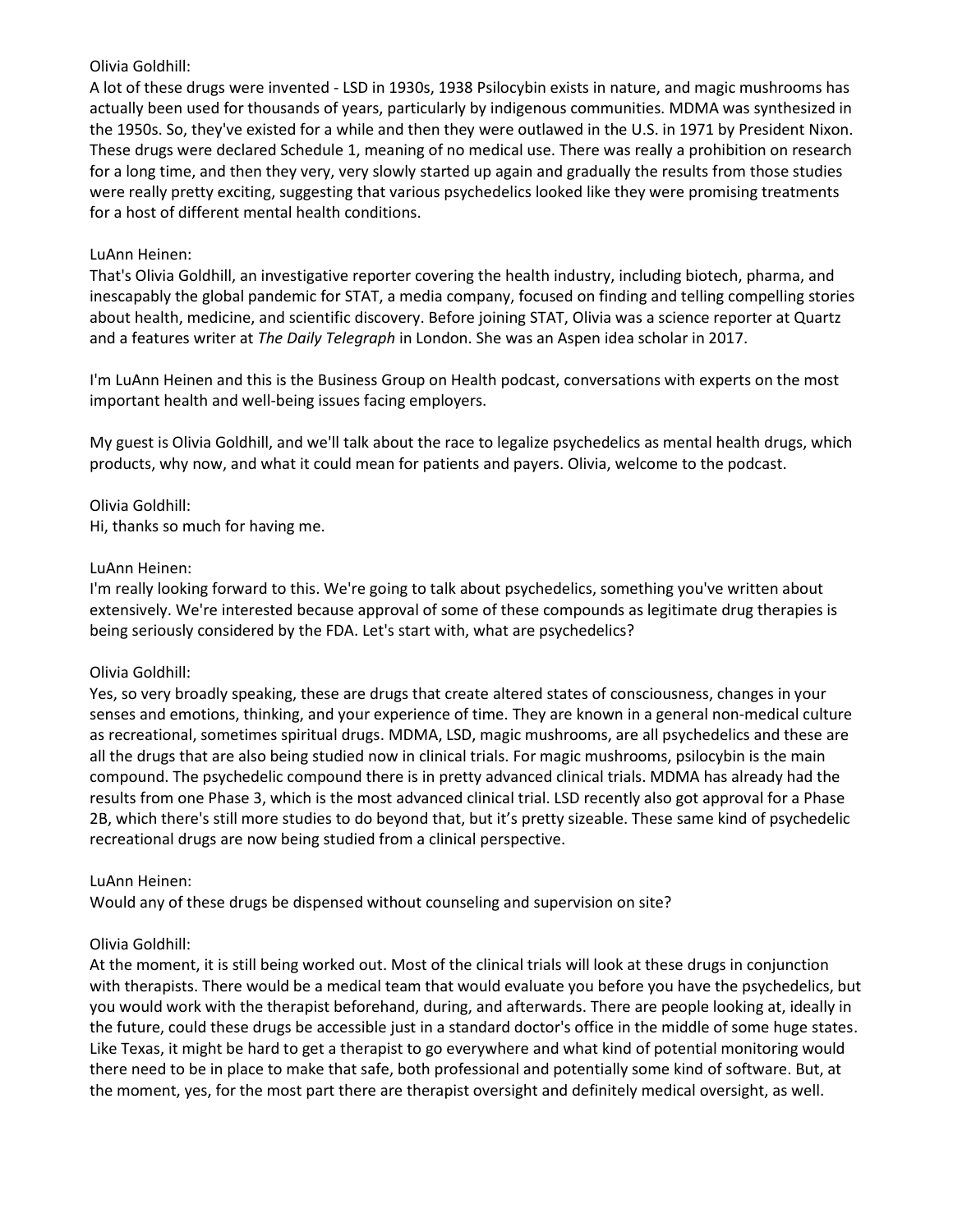Olivia Goldhill:
A lot of these drugs were invented - LSD in 1930s, 1938 Psilocybin exists in nature, and magic mushrooms has actually been used for thousands of years, particularly by indigenous communities. MDMA was synthesized in the 1950s. So, they've existed for a while and then they were outlawed in the U.S. in 1971 by President Nixon. These drugs were declared Schedule 1, meaning of no medical use. There was really a prohibition on research for a long time, and then they very, very slowly started up again and gradually the results from those studies were really pretty exciting, suggesting that various psychedelics looked like they were promising treatments for a host of different mental health conditions.

LuAnn Heinen:
That's Olivia Goldhill, an investigative reporter covering the health industry, including biotech, pharma, and inescapably the global pandemic for STAT, a media company, focused on finding and telling compelling stories about health, medicine, and scientific discovery. Before joining STAT, Olivia was a science reporter at Quartz and a features writer at *The Daily Telegraph* in London. She was an Aspen idea scholar in 2017.

I'm LuAnn Heinen and this is the Business Group on Health podcast, conversations with experts on the most important health and well-being issues facing employers.

My guest is Olivia Goldhill, and we'll talk about the race to legalize psychedelics as mental health drugs, which products, why now, and what it could mean for patients and payers. Olivia, welcome to the podcast.

Olivia Goldhill:
Hi, thanks so much for having me.

LuAnn Heinen:
I'm really looking forward to this. We're going to talk about psychedelics, something you've written about extensively. We're interested because approval of some of these compounds as legitimate drug therapies is being seriously considered by the FDA. Let's start with, what are psychedelics?

Olivia Goldhill:
Yes, so very broadly speaking, these are drugs that create altered states of consciousness, changes in your senses and emotions, thinking, and your experience of time. They are known in a general non-medical culture as recreational, sometimes spiritual drugs. MDMA, LSD, magic mushrooms, are all psychedelics and these are all the drugs that are also being studied now in clinical trials. For magic mushrooms, psilocybin is the main compound. The psychedelic compound there is in pretty advanced clinical trials. MDMA has already had the results from one Phase 3, which is the most advanced clinical trial. LSD recently also got approval for a Phase 2B, which there's still more studies to do beyond that, but it's pretty sizeable. These same kind of psychedelic recreational drugs are now being studied from a clinical perspective.

LuAnn Heinen:
Would any of these drugs be dispensed without counseling and supervision on site?

Olivia Goldhill:
At the moment, it is still being worked out. Most of the clinical trials will look at these drugs in conjunction with therapists. There would be a medical team that would evaluate you before you have the psychedelics, but you would work with the therapist beforehand, during, and afterwards. There are people looking at, ideally in the future, could these drugs be accessible just in a standard doctor's office in the middle of some huge states. Like Texas, it might be hard to get a therapist to go everywhere and what kind of potential monitoring would there need to be in place to make that safe, both professional and potentially some kind of software. But, at the moment, yes, for the most part there are therapist oversight and definitely medical oversight, as well.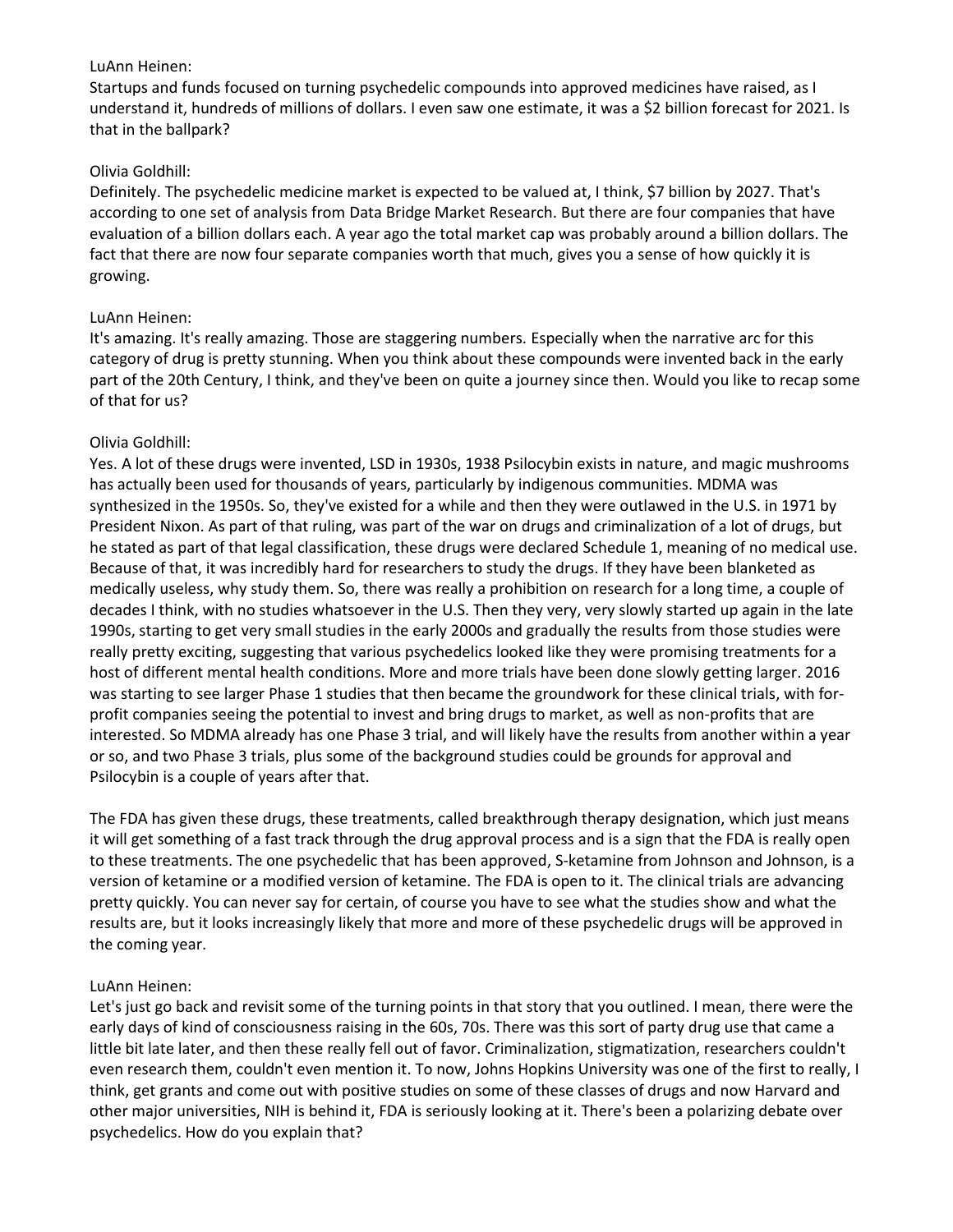LuAnn Heinen:

Startups and funds focused on turning psychedelic compounds into approved medicines have raised, as I understand it, hundreds of millions of dollars. I even saw one estimate, it was a $2 billion forecast for 2021. Is that in the ballpark?

Olivia Goldhill:

Definitely. The psychedelic medicine market is expected to be valued at, I think, $7 billion by 2027. That's according to one set of analysis from Data Bridge Market Research. But there are four companies that have evaluation of a billion dollars each. A year ago the total market cap was probably around a billion dollars. The fact that there are now four separate companies worth that much, gives you a sense of how quickly it is growing.

LuAnn Heinen:

It's amazing. It's really amazing. Those are staggering numbers. Especially when the narrative arc for this category of drug is pretty stunning. When you think about these compounds were invented back in the early part of the 20th Century, I think, and they've been on quite a journey since then. Would you like to recap some of that for us?

Olivia Goldhill:

Yes. A lot of these drugs were invented, LSD in 1930s, 1938 Psilocybin exists in nature, and magic mushrooms has actually been used for thousands of years, particularly by indigenous communities. MDMA was synthesized in the 1950s. So, they've existed for a while and then they were outlawed in the U.S. in 1971 by President Nixon. As part of that ruling, was part of the war on drugs and criminalization of a lot of drugs, but he stated as part of that legal classification, these drugs were declared Schedule 1, meaning of no medical use. Because of that, it was incredibly hard for researchers to study the drugs. If they have been blanketed as medically useless, why study them. So, there was really a prohibition on research for a long time, a couple of decades I think, with no studies whatsoever in the U.S. Then they very, very slowly started up again in the late 1990s, starting to get very small studies in the early 2000s and gradually the results from those studies were really pretty exciting, suggesting that various psychedelics looked like they were promising treatments for a host of different mental health conditions. More and more trials have been done slowly getting larger. 2016 was starting to see larger Phase 1 studies that then became the groundwork for these clinical trials, with for-profit companies seeing the potential to invest and bring drugs to market, as well as non-profits that are interested. So MDMA already has one Phase 3 trial, and will likely have the results from another within a year or so, and two Phase 3 trials, plus some of the background studies could be grounds for approval and Psilocybin is a couple of years after that.

The FDA has given these drugs, these treatments, called breakthrough therapy designation, which just means it will get something of a fast track through the drug approval process and is a sign that the FDA is really open to these treatments. The one psychedelic that has been approved, S-ketamine from Johnson and Johnson, is a version of ketamine or a modified version of ketamine. The FDA is open to it. The clinical trials are advancing pretty quickly. You can never say for certain, of course you have to see what the studies show and what the results are, but it looks increasingly likely that more and more of these psychedelic drugs will be approved in the coming year.

LuAnn Heinen:

Let's just go back and revisit some of the turning points in that story that you outlined. I mean, there were the early days of kind of consciousness raising in the 60s, 70s. There was this sort of party drug use that came a little bit late later, and then these really fell out of favor. Criminalization, stigmatization, researchers couldn't even research them, couldn't even mention it. To now, Johns Hopkins University was one of the first to really, I think, get grants and come out with positive studies on some of these classes of drugs and now Harvard and other major universities, NIH is behind it, FDA is seriously looking at it. There's been a polarizing debate over psychedelics. How do you explain that?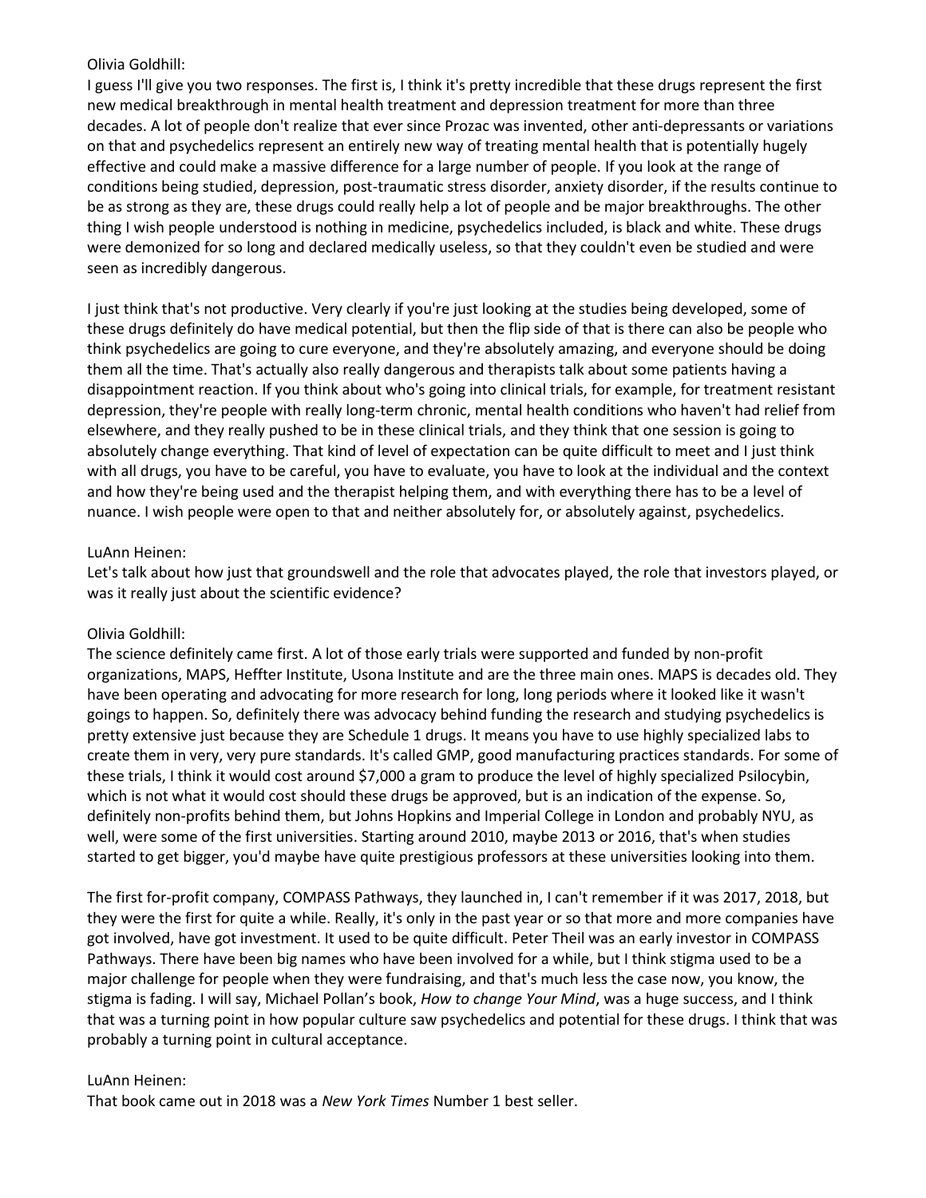Olivia Goldhill:

I guess I'll give you two responses. The first is, I think it's pretty incredible that these drugs represent the first new medical breakthrough in mental health treatment and depression treatment for more than three decades. A lot of people don't realize that ever since Prozac was invented, other anti-depressants or variations on that and psychedelics represent an entirely new way of treating mental health that is potentially hugely effective and could make a massive difference for a large number of people. If you look at the range of conditions being studied, depression, post-traumatic stress disorder, anxiety disorder, if the results continue to be as strong as they are, these drugs could really help a lot of people and be major breakthroughs. The other thing I wish people understood is nothing in medicine, psychedelics included, is black and white. These drugs were demonized for so long and declared medically useless, so that they couldn't even be studied and were seen as incredibly dangerous.

I just think that's not productive. Very clearly if you're just looking at the studies being developed, some of these drugs definitely do have medical potential, but then the flip side of that is there can also be people who think psychedelics are going to cure everyone, and they're absolutely amazing, and everyone should be doing them all the time. That's actually also really dangerous and therapists talk about some patients having a disappointment reaction. If you think about who's going into clinical trials, for example, for treatment resistant depression, they're people with really long-term chronic, mental health conditions who haven't had relief from elsewhere, and they really pushed to be in these clinical trials, and they think that one session is going to absolutely change everything. That kind of level of expectation can be quite difficult to meet and I just think with all drugs, you have to be careful, you have to evaluate, you have to look at the individual and the context and how they're being used and the therapist helping them, and with everything there has to be a level of nuance. I wish people were open to that and neither absolutely for, or absolutely against, psychedelics.

LuAnn Heinen:

Let's talk about how just that groundswell and the role that advocates played, the role that investors played, or was it really just about the scientific evidence?

Olivia Goldhill:

The science definitely came first. A lot of those early trials were supported and funded by non-profit organizations, MAPS, Heffter Institute, Usona Institute and are the three main ones. MAPS is decades old. They have been operating and advocating for more research for long, long periods where it looked like it wasn't goings to happen. So, definitely there was advocacy behind funding the research and studying psychedelics is pretty extensive just because they are Schedule 1 drugs. It means you have to use highly specialized labs to create them in very, very pure standards. It's called GMP, good manufacturing practices standards. For some of these trials, I think it would cost around $7,000 a gram to produce the level of highly specialized Psilocybin, which is not what it would cost should these drugs be approved, but is an indication of the expense. So, definitely non-profits behind them, but Johns Hopkins and Imperial College in London and probably NYU, as well, were some of the first universities. Starting around 2010, maybe 2013 or 2016, that's when studies started to get bigger, you'd maybe have quite prestigious professors at these universities looking into them.

The first for-profit company, COMPASS Pathways, they launched in, I can't remember if it was 2017, 2018, but they were the first for quite a while. Really, it's only in the past year or so that more and more companies have got involved, have got investment. It used to be quite difficult. Peter Theil was an early investor in COMPASS Pathways. There have been big names who have been involved for a while, but I think stigma used to be a major challenge for people when they were fundraising, and that's much less the case now, you know, the stigma is fading. I will say, Michael Pollan's book, *How to change Your Mind*, was a huge success, and I think that was a turning point in how popular culture saw psychedelics and potential for these drugs. I think that was probably a turning point in cultural acceptance.

LuAnn Heinen:

That book came out in 2018 was a *New York Times* Number 1 best seller.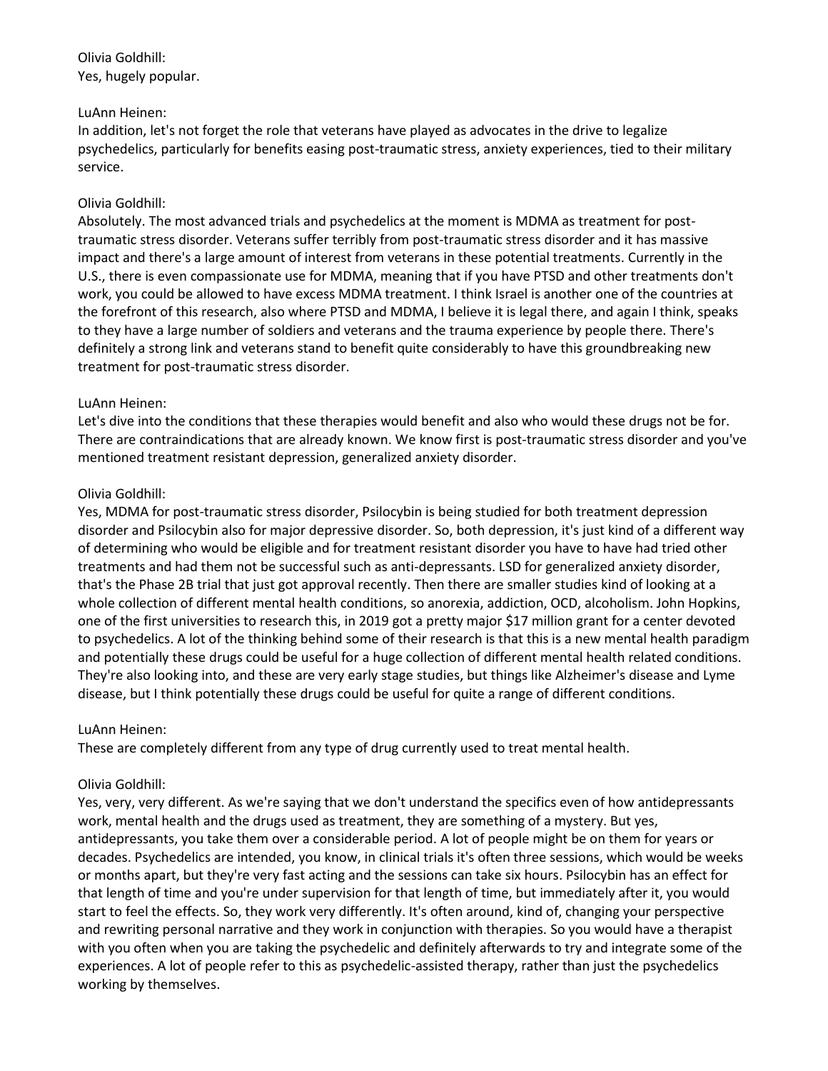Olivia Goldhill:
Yes, hugely popular.

LuAnn Heinen:
In addition, let's not forget the role that veterans have played as advocates in the drive to legalize psychedelics, particularly for benefits easing post-traumatic stress, anxiety experiences, tied to their military service.

Olivia Goldhill:
Absolutely. The most advanced trials and psychedelics at the moment is MDMA as treatment for post-traumatic stress disorder. Veterans suffer terribly from post-traumatic stress disorder and it has massive impact and there's a large amount of interest from veterans in these potential treatments. Currently in the U.S., there is even compassionate use for MDMA, meaning that if you have PTSD and other treatments don't work, you could be allowed to have excess MDMA treatment. I think Israel is another one of the countries at the forefront of this research, also where PTSD and MDMA, I believe it is legal there, and again I think, speaks to they have a large number of soldiers and veterans and the trauma experience by people there. There's definitely a strong link and veterans stand to benefit quite considerably to have this groundbreaking new treatment for post-traumatic stress disorder.

LuAnn Heinen:
Let's dive into the conditions that these therapies would benefit and also who would these drugs not be for. There are contraindications that are already known. We know first is post-traumatic stress disorder and you've mentioned treatment resistant depression, generalized anxiety disorder.

Olivia Goldhill:
Yes, MDMA for post-traumatic stress disorder, Psilocybin is being studied for both treatment depression disorder and Psilocybin also for major depressive disorder. So, both depression, it's just kind of a different way of determining who would be eligible and for treatment resistant disorder you have to have had tried other treatments and had them not be successful such as anti-depressants. LSD for generalized anxiety disorder, that's the Phase 2B trial that just got approval recently. Then there are smaller studies kind of looking at a whole collection of different mental health conditions, so anorexia, addiction, OCD, alcoholism. John Hopkins, one of the first universities to research this, in 2019 got a pretty major $17 million grant for a center devoted to psychedelics. A lot of the thinking behind some of their research is that this is a new mental health paradigm and potentially these drugs could be useful for a huge collection of different mental health related conditions. They're also looking into, and these are very early stage studies, but things like Alzheimer's disease and Lyme disease, but I think potentially these drugs could be useful for quite a range of different conditions.

LuAnn Heinen:
These are completely different from any type of drug currently used to treat mental health.

Olivia Goldhill:
Yes, very, very different. As we're saying that we don't understand the specifics even of how antidepressants work, mental health and the drugs used as treatment, they are something of a mystery. But yes, antidepressants, you take them over a considerable period. A lot of people might be on them for years or decades. Psychedelics are intended, you know, in clinical trials it's often three sessions, which would be weeks or months apart, but they're very fast acting and the sessions can take six hours. Psilocybin has an effect for that length of time and you're under supervision for that length of time, but immediately after it, you would start to feel the effects. So, they work very differently. It's often around, kind of, changing your perspective and rewriting personal narrative and they work in conjunction with therapies. So you would have a therapist with you often when you are taking the psychedelic and definitely afterwards to try and integrate some of the experiences. A lot of people refer to this as psychedelic-assisted therapy, rather than just the psychedelics working by themselves.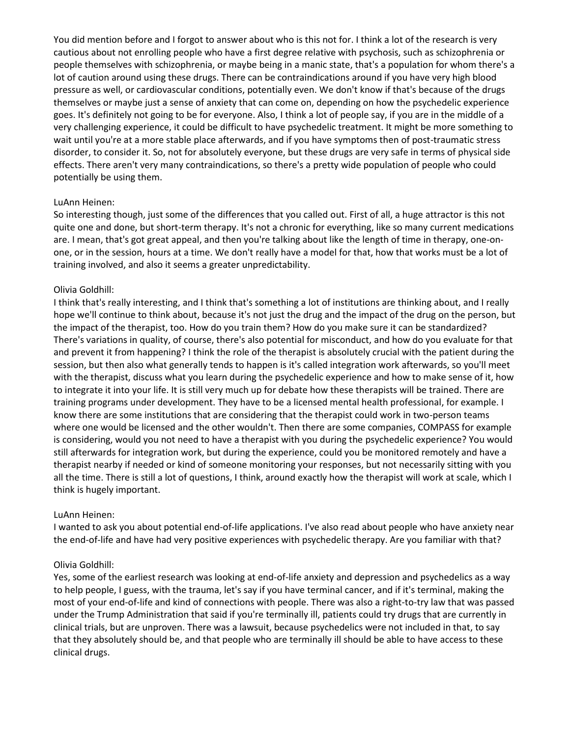You did mention before and I forgot to answer about who is this not for. I think a lot of the research is very cautious about not enrolling people who have a first degree relative with psychosis, such as schizophrenia or people themselves with schizophrenia, or maybe being in a manic state, that's a population for whom there's a lot of caution around using these drugs. There can be contraindications around if you have very high blood pressure as well, or cardiovascular conditions, potentially even. We don't know if that's because of the drugs themselves or maybe just a sense of anxiety that can come on, depending on how the psychedelic experience goes. It's definitely not going to be for everyone. Also, I think a lot of people say, if you are in the middle of a very challenging experience, it could be difficult to have psychedelic treatment. It might be more something to wait until you're at a more stable place afterwards, and if you have symptoms then of post-traumatic stress disorder, to consider it. So, not for absolutely everyone, but these drugs are very safe in terms of physical side effects. There aren't very many contraindications, so there's a pretty wide population of people who could potentially be using them.

LuAnn Heinen:
So interesting though, just some of the differences that you called out. First of all, a huge attractor is this not quite one and done, but short-term therapy. It's not a chronic for everything, like so many current medications are. I mean, that's got great appeal, and then you're talking about like the length of time in therapy, one-on-one, or in the session, hours at a time. We don't really have a model for that, how that works must be a lot of training involved, and also it seems a greater unpredictability.

Olivia Goldhill:
I think that's really interesting, and I think that's something a lot of institutions are thinking about, and I really hope we'll continue to think about, because it's not just the drug and the impact of the drug on the person, but the impact of the therapist, too. How do you train them? How do you make sure it can be standardized? There's variations in quality, of course, there's also potential for misconduct, and how do you evaluate for that and prevent it from happening? I think the role of the therapist is absolutely crucial with the patient during the session, but then also what generally tends to happen is it's called integration work afterwards, so you'll meet with the therapist, discuss what you learn during the psychedelic experience and how to make sense of it, how to integrate it into your life. It is still very much up for debate how these therapists will be trained. There are training programs under development. They have to be a licensed mental health professional, for example. I know there are some institutions that are considering that the therapist could work in two-person teams where one would be licensed and the other wouldn't. Then there are some companies, COMPASS for example is considering, would you not need to have a therapist with you during the psychedelic experience? You would still afterwards for integration work, but during the experience, could you be monitored remotely and have a therapist nearby if needed or kind of someone monitoring your responses, but not necessarily sitting with you all the time. There is still a lot of questions, I think, around exactly how the therapist will work at scale, which I think is hugely important.

LuAnn Heinen:
I wanted to ask you about potential end-of-life applications. I've also read about people who have anxiety near the end-of-life and have had very positive experiences with psychedelic therapy. Are you familiar with that?

Olivia Goldhill:
Yes, some of the earliest research was looking at end-of-life anxiety and depression and psychedelics as a way to help people, I guess, with the trauma, let's say if you have terminal cancer, and if it's terminal, making the most of your end-of-life and kind of connections with people. There was also a right-to-try law that was passed under the Trump Administration that said if you're terminally ill, patients could try drugs that are currently in clinical trials, but are unproven. There was a lawsuit, because psychedelics were not included in that, to say that they absolutely should be, and that people who are terminally ill should be able to have access to these clinical drugs.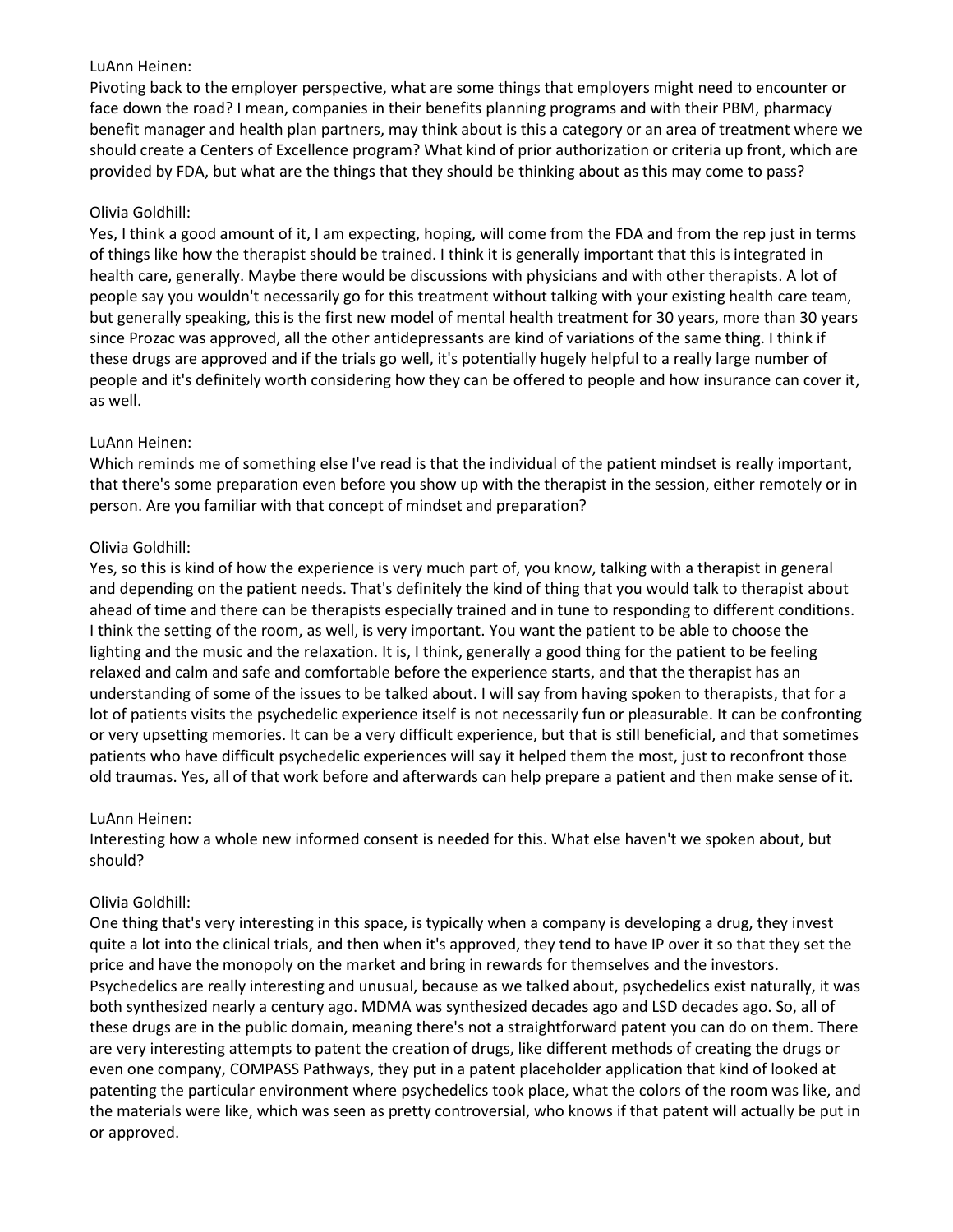LuAnn Heinen:
Pivoting back to the employer perspective, what are some things that employers might need to encounter or face down the road? I mean, companies in their benefits planning programs and with their PBM, pharmacy benefit manager and health plan partners, may think about is this a category or an area of treatment where we should create a Centers of Excellence program? What kind of prior authorization or criteria up front, which are provided by FDA, but what are the things that they should be thinking about as this may come to pass?

Olivia Goldhill:
Yes, I think a good amount of it, I am expecting, hoping, will come from the FDA and from the rep just in terms of things like how the therapist should be trained. I think it is generally important that this is integrated in health care, generally. Maybe there would be discussions with physicians and with other therapists. A lot of people say you wouldn't necessarily go for this treatment without talking with your existing health care team, but generally speaking, this is the first new model of mental health treatment for 30 years, more than 30 years since Prozac was approved, all the other antidepressants are kind of variations of the same thing. I think if these drugs are approved and if the trials go well, it's potentially hugely helpful to a really large number of people and it's definitely worth considering how they can be offered to people and how insurance can cover it, as well.

LuAnn Heinen:
Which reminds me of something else I've read is that the individual of the patient mindset is really important, that there's some preparation even before you show up with the therapist in the session, either remotely or in person. Are you familiar with that concept of mindset and preparation?

Olivia Goldhill:
Yes, so this is kind of how the experience is very much part of, you know, talking with a therapist in general and depending on the patient needs. That's definitely the kind of thing that you would talk to therapist about ahead of time and there can be therapists especially trained and in tune to responding to different conditions. I think the setting of the room, as well, is very important. You want the patient to be able to choose the lighting and the music and the relaxation. It is, I think, generally a good thing for the patient to be feeling relaxed and calm and safe and comfortable before the experience starts, and that the therapist has an understanding of some of the issues to be talked about. I will say from having spoken to therapists, that for a lot of patients visits the psychedelic experience itself is not necessarily fun or pleasurable. It can be confronting or very upsetting memories. It can be a very difficult experience, but that is still beneficial, and that sometimes patients who have difficult psychedelic experiences will say it helped them the most, just to reconfront those old traumas. Yes, all of that work before and afterwards can help prepare a patient and then make sense of it.

LuAnn Heinen:
Interesting how a whole new informed consent is needed for this. What else haven't we spoken about, but should?

Olivia Goldhill:
One thing that's very interesting in this space, is typically when a company is developing a drug, they invest quite a lot into the clinical trials, and then when it's approved, they tend to have IP over it so that they set the price and have the monopoly on the market and bring in rewards for themselves and the investors. Psychedelics are really interesting and unusual, because as we talked about, psychedelics exist naturally, it was both synthesized nearly a century ago. MDMA was synthesized decades ago and LSD decades ago. So, all of these drugs are in the public domain, meaning there's not a straightforward patent you can do on them. There are very interesting attempts to patent the creation of drugs, like different methods of creating the drugs or even one company, COMPASS Pathways, they put in a patent placeholder application that kind of looked at patenting the particular environment where psychedelics took place, what the colors of the room was like, and the materials were like, which was seen as pretty controversial, who knows if that patent will actually be put in or approved.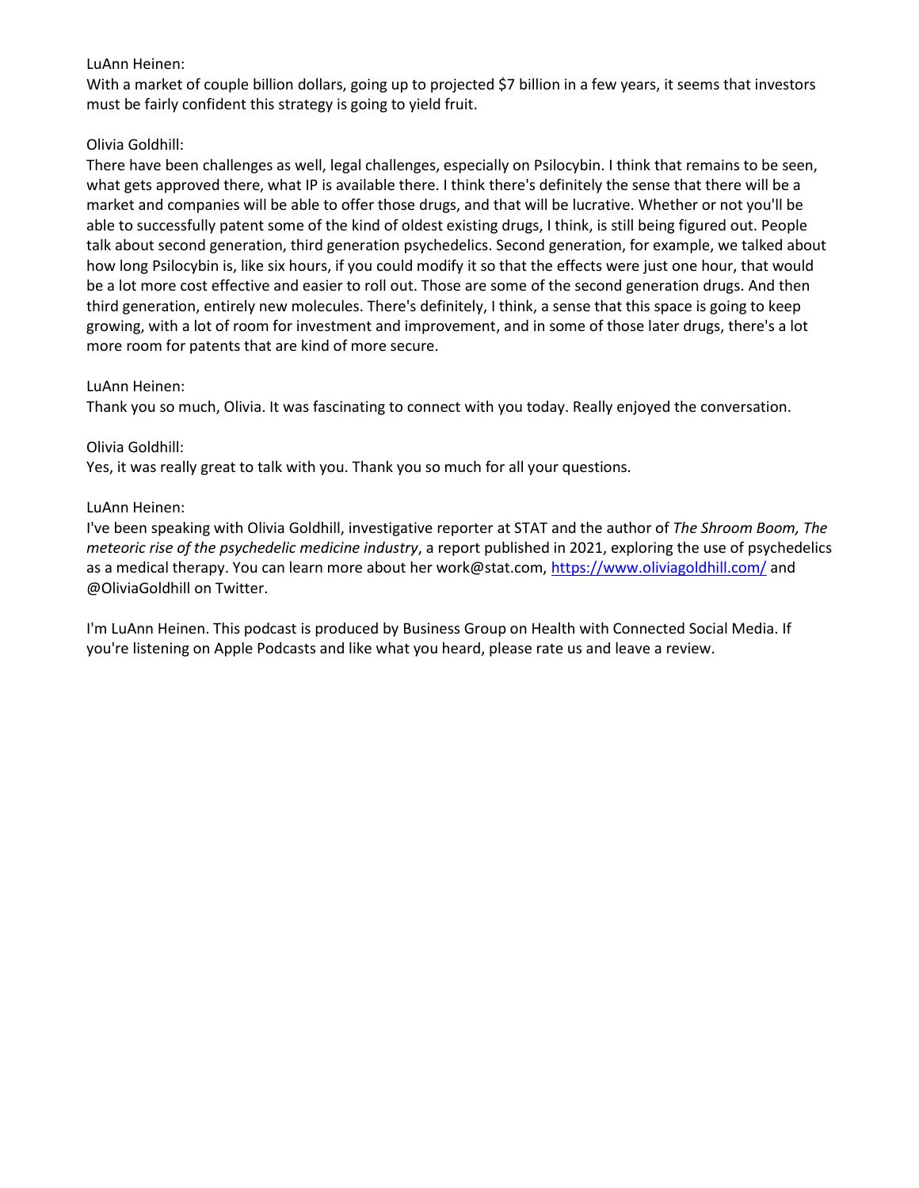LuAnn Heinen:
With a market of couple billion dollars, going up to projected $7 billion in a few years, it seems that investors must be fairly confident this strategy is going to yield fruit.

Olivia Goldhill:
There have been challenges as well, legal challenges, especially on Psilocybin. I think that remains to be seen, what gets approved there, what IP is available there. I think there's definitely the sense that there will be a market and companies will be able to offer those drugs, and that will be lucrative. Whether or not you'll be able to successfully patent some of the kind of oldest existing drugs, I think, is still being figured out. People talk about second generation, third generation psychedelics. Second generation, for example, we talked about how long Psilocybin is, like six hours, if you could modify it so that the effects were just one hour, that would be a lot more cost effective and easier to roll out. Those are some of the second generation drugs. And then third generation, entirely new molecules. There's definitely, I think, a sense that this space is going to keep growing, with a lot of room for investment and improvement, and in some of those later drugs, there's a lot more room for patents that are kind of more secure.

LuAnn Heinen:
Thank you so much, Olivia. It was fascinating to connect with you today. Really enjoyed the conversation.

Olivia Goldhill:
Yes, it was really great to talk with you. Thank you so much for all your questions.

LuAnn Heinen:
I've been speaking with Olivia Goldhill, investigative reporter at STAT and the author of *The Shroom Boom, The meteoric rise of the psychedelic medicine industry*, a report published in 2021, exploring the use of psychedelics as a medical therapy. You can learn more about her work@stat.com, [https://www.oliviagoldhill.com/](https://www.oliviagoldhill.com/) and @OliviaGoldhill on Twitter.

I'm LuAnn Heinen. This podcast is produced by Business Group on Health with Connected Social Media. If you're listening on Apple Podcasts and like what you heard, please rate us and leave a review.